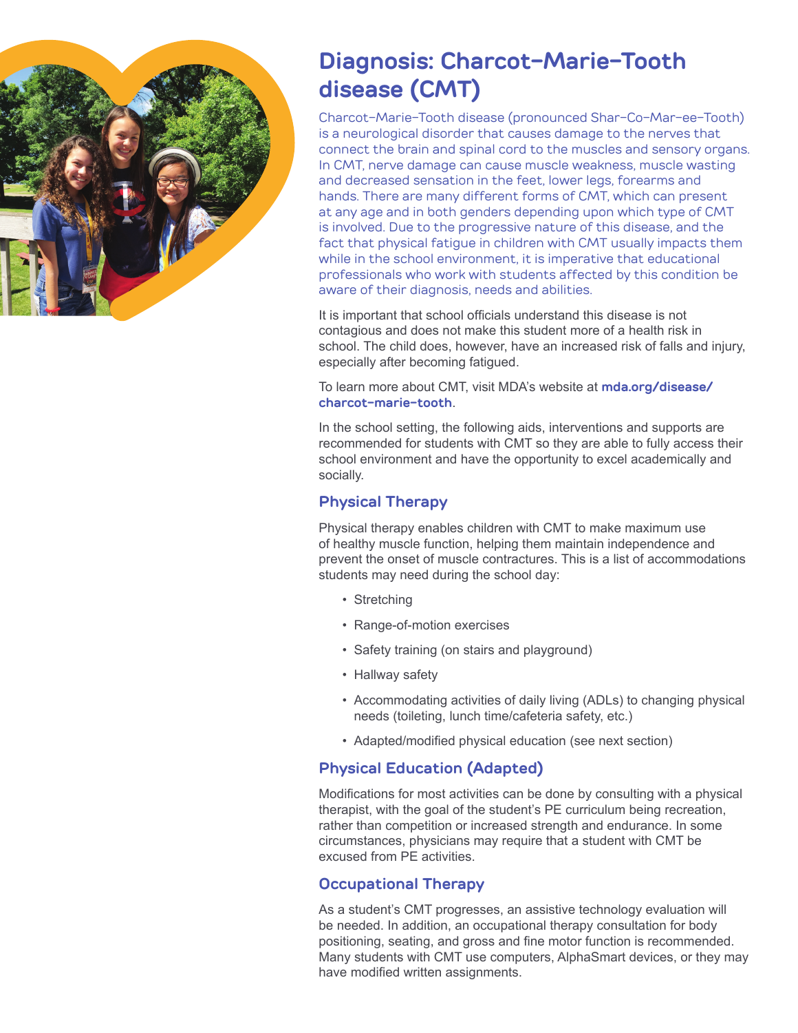# Diagnosis: Charcot-Marie-Tooth disease (CMT)

Charcot-Marie-Tooth disease (pronounced Shar-Co-Mar-ee-Tooth) is a neurological disorder that causes damage to the nerves that connect the brain and spinal cord to the muscles and sensory organs. In CMT, nerve damage can cause muscle weakness, muscle wasting and decreased sensation in the feet, lower legs, forearms and hands. There are many different forms of CMT, which can present at any age and in both genders depending upon which type of CMT is involved. Due to the progressive nature of this disease, and the fact that physical fatigue in children with CMT usually impacts them while in the school environment, it is imperative that educational professionals who work with students affected by this condition be aware of their diagnosis, needs and abilities.

It is important that school officials understand this disease is not contagious and does not make this student more of a health risk in school. The child does, however, have an increased risk of falls and injury, especially after becoming fatigued.

To learn more about CMT, visit MDA's website at **mda.org/disease/charcot-marie-tooth**.

In the school setting, the following aids, interventions and supports are recommended for students with CMT so they are able to fully access their school environment and have the opportunity to excel academically and socially.

## Physical Therapy

Physical therapy enables children with CMT to make maximum use of healthy muscle function, helping them maintain independence and prevent the onset of muscle contractures. This is a list of accommodations students may need during the school day:

- Stretching
- Range-of-motion exercises
- Safety training (on stairs and playground)
- Hallway safety
- Accommodating activities of daily living (ADLs) to changing physical needs (toileting, lunch time/cafeteria safety, etc.)
- Adapted/modified physical education (see next section)

## Physical Education (Adapted)

Modifications for most activities can be done by consulting with a physical therapist, with the goal of the student's PE curriculum being recreation, rather than competition or increased strength and endurance. In some circumstances, physicians may require that a student with CMT be excused from PE activities.

## Occupational Therapy

As a student's CMT progresses, an assistive technology evaluation will be needed. In addition, an occupational therapy consultation for body positioning, seating, and gross and fine motor function is recommended. Many students with CMT use computers, AlphaSmart devices, or they may have modified written assignments.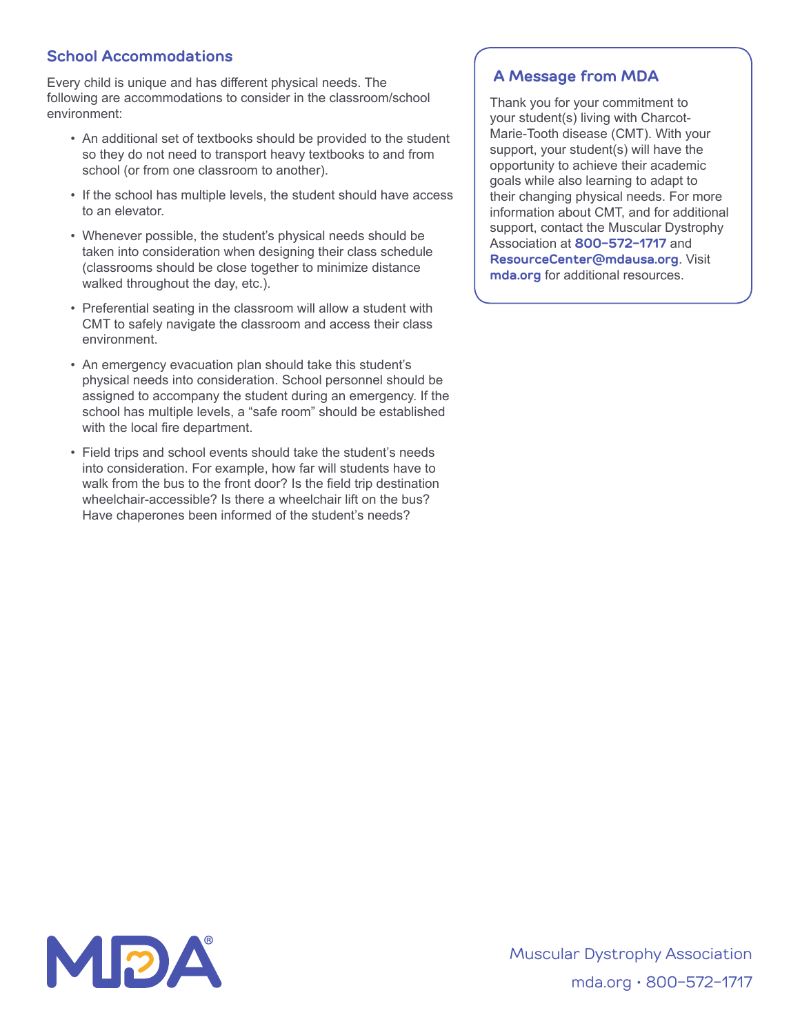## School Accommodations

Every child is unique and has different physical needs. The following are accommodations to consider in the classroom/school environment:

- An additional set of textbooks should be provided to the student so they do not need to transport heavy textbooks to and from school (or from one classroom to another).
- If the school has multiple levels, the student should have access to an elevator.
- Whenever possible, the student's physical needs should be taken into consideration when designing their class schedule (classrooms should be close together to minimize distance walked throughout the day, etc.).
- Preferential seating in the classroom will allow a student with CMT to safely navigate the classroom and access their class environment.
- An emergency evacuation plan should take this student's physical needs into consideration. School personnel should be assigned to accompany the student during an emergency. If the school has multiple levels, a "safe room" should be established with the local fire department.
- Field trips and school events should take the student's needs into consideration. For example, how far will students have to walk from the bus to the front door? Is the field trip destination wheelchair-accessible? Is there a wheelchair lift on the bus? Have chaperones been informed of the student's needs?

## A Message from MDA

Thank you for your commitment to your student(s) living with Charcot-Marie-Tooth disease (CMT). With your support, your student(s) will have the opportunity to achieve their academic goals while also learning to adapt to their changing physical needs. For more information about CMT, and for additional support, contact the Muscular Dystrophy Association at **800-572-1717** and **ResourceCenter@mdausa.org**. Visit **mda.org** for additional resources.

MDA®

Muscular Dystrophy Association
mda.org • 800-572-1717